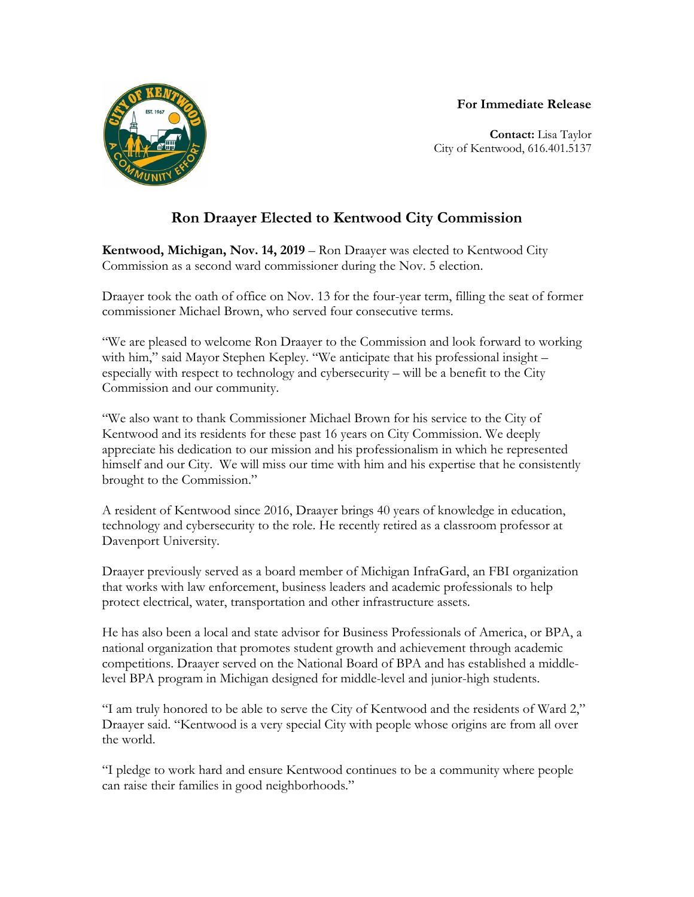**For Immediate Release**

**Contact:** Lisa Taylor
City of Kentwood, 616.401.5137

# Ron Draayer Elected to Kentwood City Commission

**Kentwood, Michigan, Nov. 14, 2019** – Ron Draayer was elected to Kentwood City Commission as a second ward commissioner during the Nov. 5 election.

Draayer took the oath of office on Nov. 13 for the four-year term, filling the seat of former commissioner Michael Brown, who served four consecutive terms.

"We are pleased to welcome Ron Draayer to the Commission and look forward to working with him," said Mayor Stephen Kepley. "We anticipate that his professional insight – especially with respect to technology and cybersecurity – will be a benefit to the City Commission and our community.

"We also want to thank Commissioner Michael Brown for his service to the City of Kentwood and its residents for these past 16 years on City Commission. We deeply appreciate his dedication to our mission and his professionalism in which he represented himself and our City. We will miss our time with him and his expertise that he consistently brought to the Commission."

A resident of Kentwood since 2016, Draayer brings 40 years of knowledge in education, technology and cybersecurity to the role. He recently retired as a classroom professor at Davenport University.

Draayer previously served as a board member of Michigan InfraGard, an FBI organization that works with law enforcement, business leaders and academic professionals to help protect electrical, water, transportation and other infrastructure assets.

He has also been a local and state advisor for Business Professionals of America, or BPA, a national organization that promotes student growth and achievement through academic competitions. Draayer served on the National Board of BPA and has established a middle-level BPA program in Michigan designed for middle-level and junior-high students.

"I am truly honored to be able to serve the City of Kentwood and the residents of Ward 2," Draayer said. "Kentwood is a very special City with people whose origins are from all over the world.

"I pledge to work hard and ensure Kentwood continues to be a community where people can raise their families in good neighborhoods."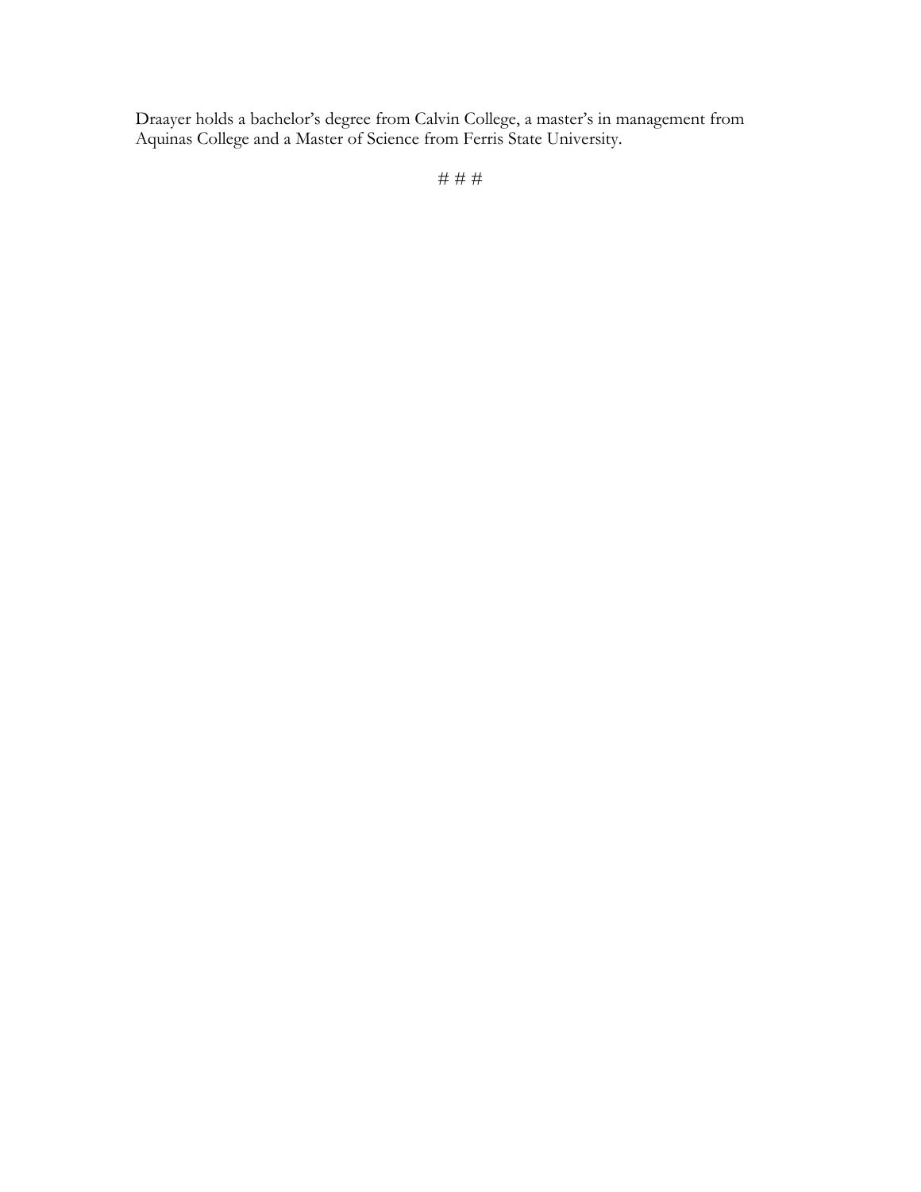Draayer holds a bachelor's degree from Calvin College, a master's in management from Aquinas College and a Master of Science from Ferris State University.

# # #